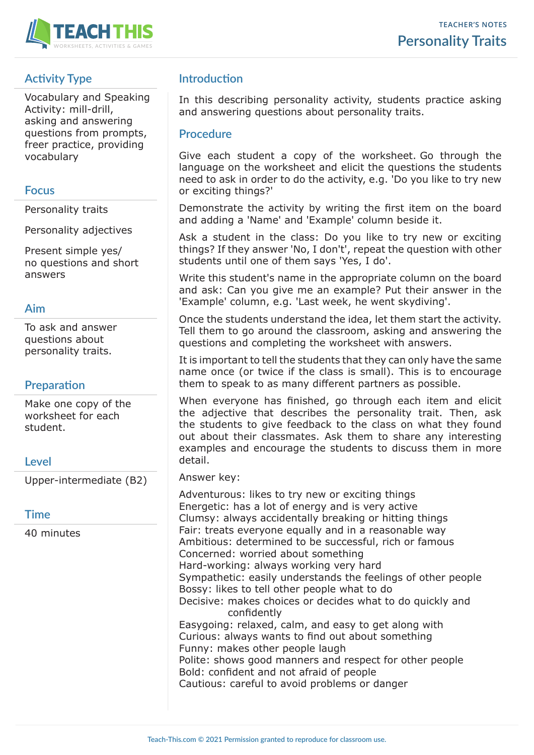TEACHER'S NOTES

# Personality Traits

## Activity Type

Vocabulary and Speaking Activity: mill-drill, asking and answering questions from prompts, freer practice, providing vocabulary

## Focus

Personality traits

Personality adjectives

Present simple yes/no questions and short answers

## Aim

To ask and answer questions about personality traits.

## Preparation

Make one copy of the worksheet for each student.

## Level

Upper-intermediate (B2)

## Time

40 minutes

## Introduction

In this describing personality activity, students practice asking and answering questions about personality traits.

## Procedure

Give each student a copy of the worksheet. Go through the language on the worksheet and elicit the questions the students need to ask in order to do the activity, e.g. 'Do you like to try new or exciting things?'

Demonstrate the activity by writing the first item on the board and adding a 'Name' and 'Example' column beside it.

Ask a student in the class: Do you like to try new or exciting things? If they answer 'No, I don't', repeat the question with other students until one of them says 'Yes, I do'.

Write this student's name in the appropriate column on the board and ask: Can you give me an example? Put their answer in the 'Example' column, e.g. 'Last week, he went skydiving'.

Once the students understand the idea, let them start the activity. Tell them to go around the classroom, asking and answering the questions and completing the worksheet with answers.

It is important to tell the students that they can only have the same name once (or twice if the class is small). This is to encourage them to speak to as many different partners as possible.

When everyone has finished, go through each item and elicit the adjective that describes the personality trait. Then, ask the students to give feedback to the class on what they found out about their classmates. Ask them to share any interesting examples and encourage the students to discuss them in more detail.

Answer key:

Adventurous: likes to try new or exciting things
Energetic: has a lot of energy and is very active
Clumsy: always accidentally breaking or hitting things
Fair: treats everyone equally and in a reasonable way
Ambitious: determined to be successful, rich or famous
Concerned: worried about something
Hard-working: always working very hard
Sympathetic: easily understands the feelings of other people
Bossy: likes to tell other people what to do
Decisive: makes choices or decides what to do quickly and confidently
Easygoing: relaxed, calm, and easy to get along with
Curious: always wants to find out about something
Funny: makes other people laugh
Polite: shows good manners and respect for other people
Bold: confident and not afraid of people
Cautious: careful to avoid problems or danger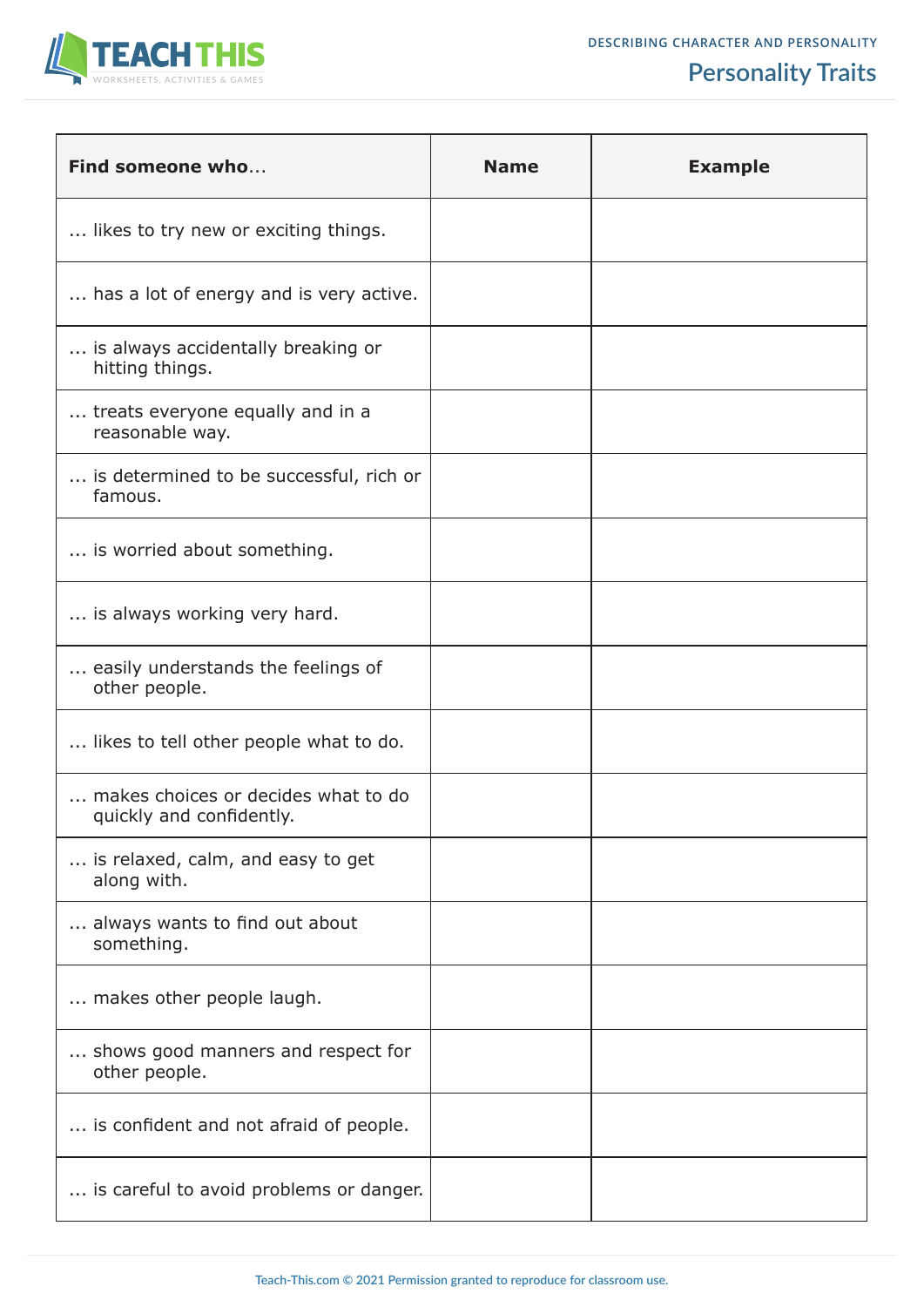# Personality Traits

| Find someone who… | Name | Example |
| --- | --- | --- |
| … likes to try new or exciting things. | | |
| … has a lot of energy and is very active. | | |
| … is always accidentally breaking or hitting things. | | |
| … treats everyone equally and in a reasonable way. | | |
| … is determined to be successful, rich or famous. | | |
| … is worried about something. | | |
| … is always working very hard. | | |
| … easily understands the feelings of other people. | | |
| … likes to tell other people what to do. | | |
| … makes choices or decides what to do quickly and confidently. | | |
| … is relaxed, calm, and easy to get along with. | | |
| … always wants to find out about something. | | |
| … makes other people laugh. | | |
| … shows good manners and respect for other people. | | |
| … is confident and not afraid of people. | | |
| … is careful to avoid problems or danger. | | |